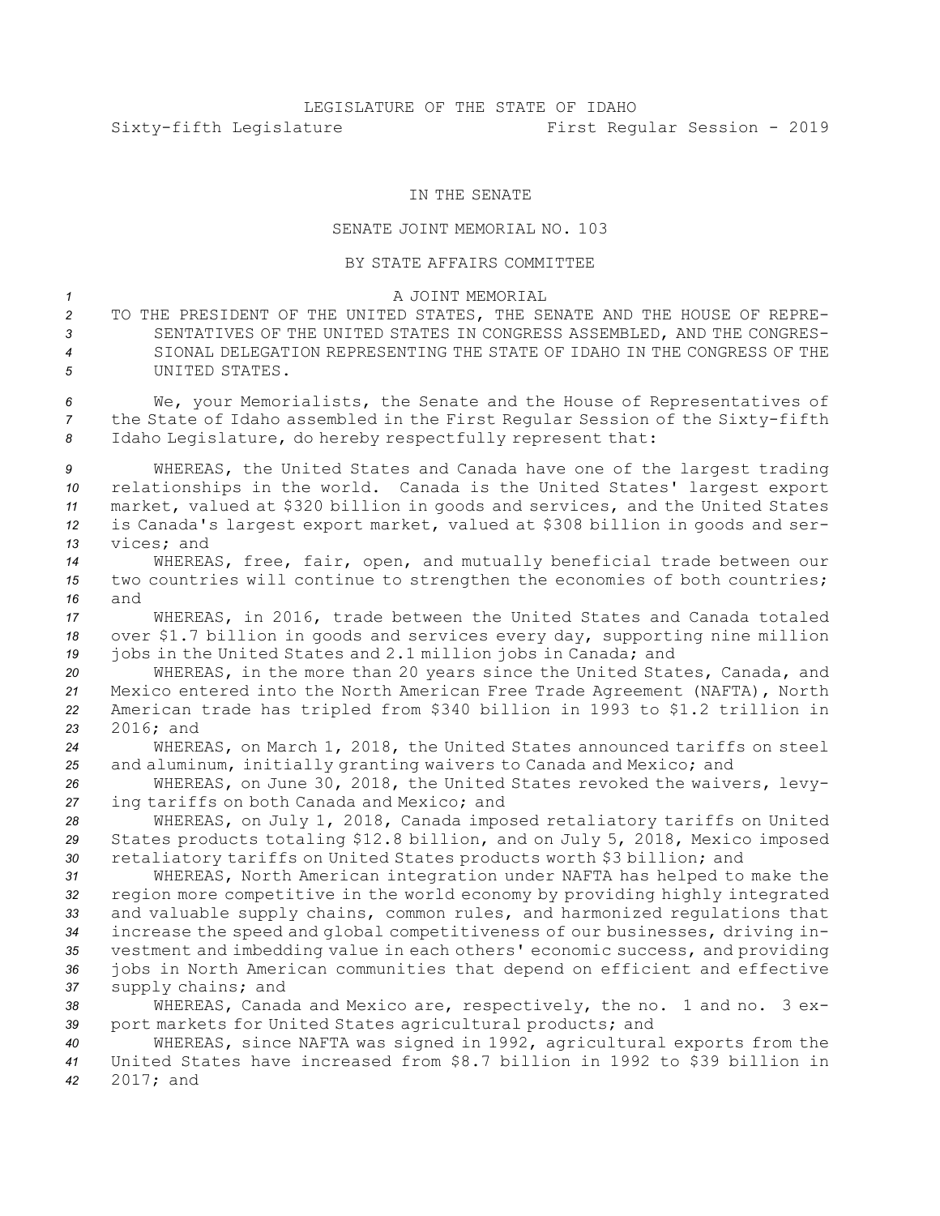LEGISLATURE OF THE STATE OF IDAHO
Sixty-fifth Legislature First Regular Session - 2019

IN THE SENATE

SENATE JOINT MEMORIAL NO. 103

BY STATE AFFAIRS COMMITTEE

A JOINT MEMORIAL

TO THE PRESIDENT OF THE UNITED STATES, THE SENATE AND THE HOUSE OF REPRESENTATIVES OF THE UNITED STATES IN CONGRESS ASSEMBLED, AND THE CONGRESSIONAL DELEGATION REPRESENTING THE STATE OF IDAHO IN THE CONGRESS OF THE UNITED STATES.

We, your Memorialists, the Senate and the House of Representatives of the State of Idaho assembled in the First Regular Session of the Sixty-fifth Idaho Legislature, do hereby respectfully represent that:

WHEREAS, the United States and Canada have one of the largest trading relationships in the world. Canada is the United States' largest export market, valued at $320 billion in goods and services, and the United States is Canada's largest export market, valued at $308 billion in goods and services; and

WHEREAS, free, fair, open, and mutually beneficial trade between our two countries will continue to strengthen the economies of both countries; and

WHEREAS, in 2016, trade between the United States and Canada totaled over $1.7 billion in goods and services every day, supporting nine million jobs in the United States and 2.1 million jobs in Canada; and

WHEREAS, in the more than 20 years since the United States, Canada, and Mexico entered into the North American Free Trade Agreement (NAFTA), North American trade has tripled from $340 billion in 1993 to $1.2 trillion in 2016; and

WHEREAS, on March 1, 2018, the United States announced tariffs on steel and aluminum, initially granting waivers to Canada and Mexico; and

WHEREAS, on June 30, 2018, the United States revoked the waivers, levying tariffs on both Canada and Mexico; and

WHEREAS, on July 1, 2018, Canada imposed retaliatory tariffs on United States products totaling $12.8 billion, and on July 5, 2018, Mexico imposed retaliatory tariffs on United States products worth $3 billion; and

WHEREAS, North American integration under NAFTA has helped to make the region more competitive in the world economy by providing highly integrated and valuable supply chains, common rules, and harmonized regulations that increase the speed and global competitiveness of our businesses, driving investment and imbedding value in each others' economic success, and providing jobs in North American communities that depend on efficient and effective supply chains; and

WHEREAS, Canada and Mexico are, respectively, the no. 1 and no. 3 export markets for United States agricultural products; and

WHEREAS, since NAFTA was signed in 1992, agricultural exports from the United States have increased from $8.7 billion in 1992 to $39 billion in 2017; and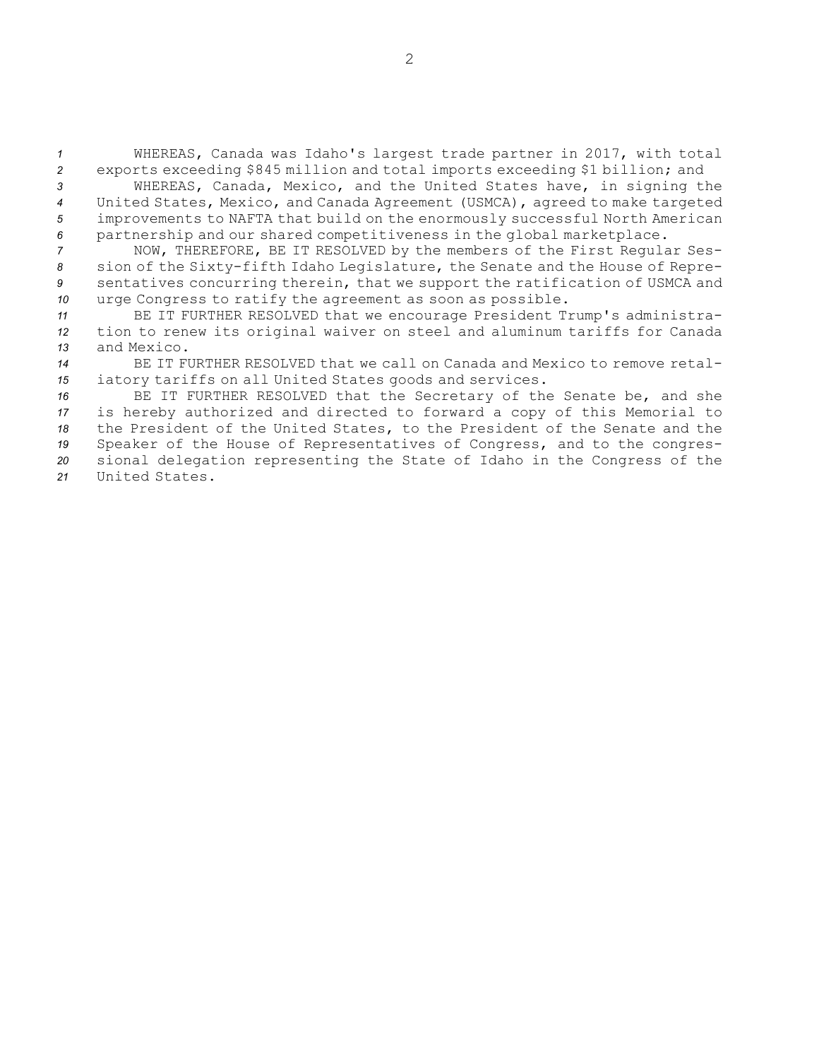WHEREAS, Canada was Idaho's largest trade partner in 2017, with total exports exceeding $845 million and total imports exceeding $1 billion; and

WHEREAS, Canada, Mexico, and the United States have, in signing the United States, Mexico, and Canada Agreement (USMCA), agreed to make targeted improvements to NAFTA that build on the enormously successful North American partnership and our shared competitiveness in the global marketplace.

NOW, THEREFORE, BE IT RESOLVED by the members of the First Regular Session of the Sixty-fifth Idaho Legislature, the Senate and the House of Representatives concurring therein, that we support the ratification of USMCA and urge Congress to ratify the agreement as soon as possible.

BE IT FURTHER RESOLVED that we encourage President Trump's administration to renew its original waiver on steel and aluminum tariffs for Canada and Mexico.

BE IT FURTHER RESOLVED that we call on Canada and Mexico to remove retaliatory tariffs on all United States goods and services.

BE IT FURTHER RESOLVED that the Secretary of the Senate be, and she is hereby authorized and directed to forward a copy of this Memorial to the President of the United States, to the President of the Senate and the Speaker of the House of Representatives of Congress, and to the congressional delegation representing the State of Idaho in the Congress of the United States.